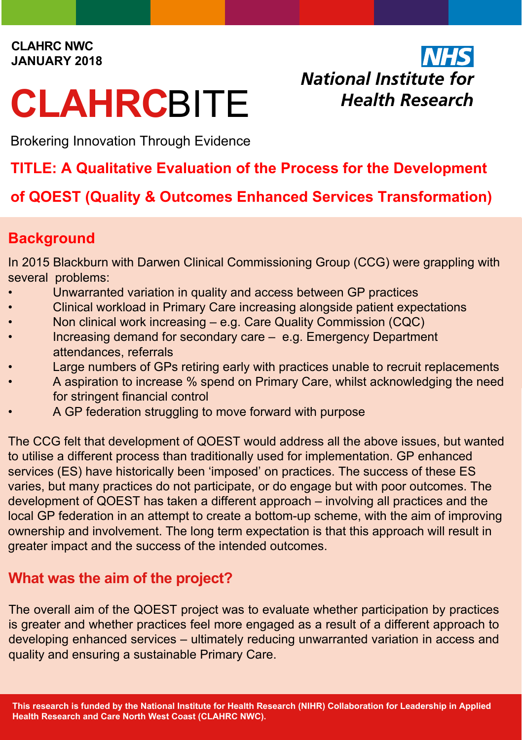CLAHRC NWC
JANUARY 2018

NHS
National Institute for Health Research

# CLAHRCBITE

Brokering Innovation Through Evidence

## TITLE: A Qualitative Evaluation of the Process for the Development of QOEST (Quality & Outcomes Enhanced Services Transformation)

## Background

In 2015 Blackburn with Darwen Clinical Commissioning Group (CCG) were grappling with several problems:

- Unwarranted variation in quality and access between GP practices
- Clinical workload in Primary Care increasing alongside patient expectations
- Non clinical work increasing – e.g. Care Quality Commission (CQC)
- Increasing demand for secondary care – e.g. Emergency Department attendances, referrals
- Large numbers of GPs retiring early with practices unable to recruit replacements
- A aspiration to increase % spend on Primary Care, whilst acknowledging the need for stringent financial control
- A GP federation struggling to move forward with purpose

The CCG felt that development of QOEST would address all the above issues, but wanted to utilise a different process than traditionally used for implementation. GP enhanced services (ES) have historically been 'imposed' on practices. The success of these ES varies, but many practices do not participate, or do engage but with poor outcomes. The development of QOEST has taken a different approach – involving all practices and the local GP federation in an attempt to create a bottom-up scheme, with the aim of improving ownership and involvement. The long term expectation is that this approach will result in greater impact and the success of the intended outcomes.

## What was the aim of the project?

The overall aim of the QOEST project was to evaluate whether participation by practices is greater and whether practices feel more engaged as a result of a different approach to developing enhanced services – ultimately reducing unwarranted variation in access and quality and ensuring a sustainable Primary Care.

**This research is funded by the National Institute for Health Research (NIHR) Collaboration for Leadership in Applied Health Research and Care North West Coast (CLAHRC NWC).**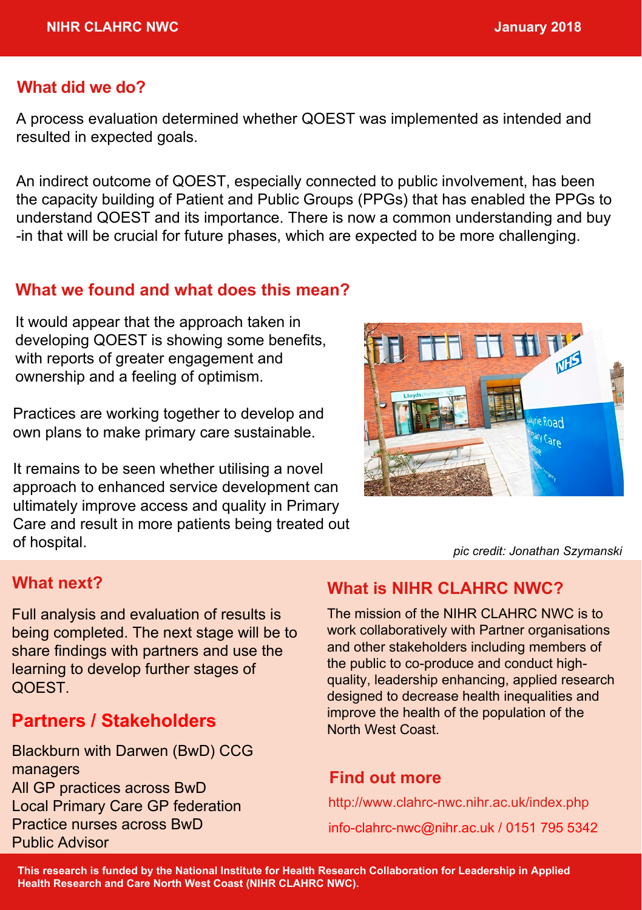## What did we do?

A process evaluation determined whether QOEST was implemented as intended and resulted in expected goals.

An indirect outcome of QOEST, especially connected to public involvement, has been the capacity building of Patient and Public Groups (PPGs) that has enabled the PPGs to understand QOEST and its importance. There is now a common understanding and buy-in that will be crucial for future phases, which are expected to be more challenging.

## What we found and what does this mean?

It would appear that the approach taken in developing QOEST is showing some benefits, with reports of greater engagement and ownership and a feeling of optimism.

Practices are working together to develop and own plans to make primary care sustainable.

It remains to be seen whether utilising a novel approach to enhanced service development can ultimately improve access and quality in Primary Care and result in more patients being treated out of hospital.

*pic credit: Jonathan Szymanski*

## What next?

Full analysis and evaluation of results is being completed. The next stage will be to share findings with partners and use the learning to develop further stages of QOEST.

## Partners / Stakeholders

Blackburn with Darwen (BwD) CCG managers
All GP practices across BwD
Local Primary Care GP federation
Practice nurses across BwD
Public Advisor

## What is NIHR CLAHRC NWC?

The mission of the NIHR CLAHRC NWC is to work collaboratively with Partner organisations and other stakeholders including members of the public to co-produce and conduct high-quality, leadership enhancing, applied research designed to decrease health inequalities and improve the health of the population of the North West Coast.

## Find out more

http://www.clahrc-nwc.nihr.ac.uk/index.php

info-clahrc-nwc@nihr.ac.uk / 0151 795 5342

**This research is funded by the National Institute for Health Research Collaboration for Leadership in Applied Health Research and Care North West Coast (NIHR CLAHRC NWC).**